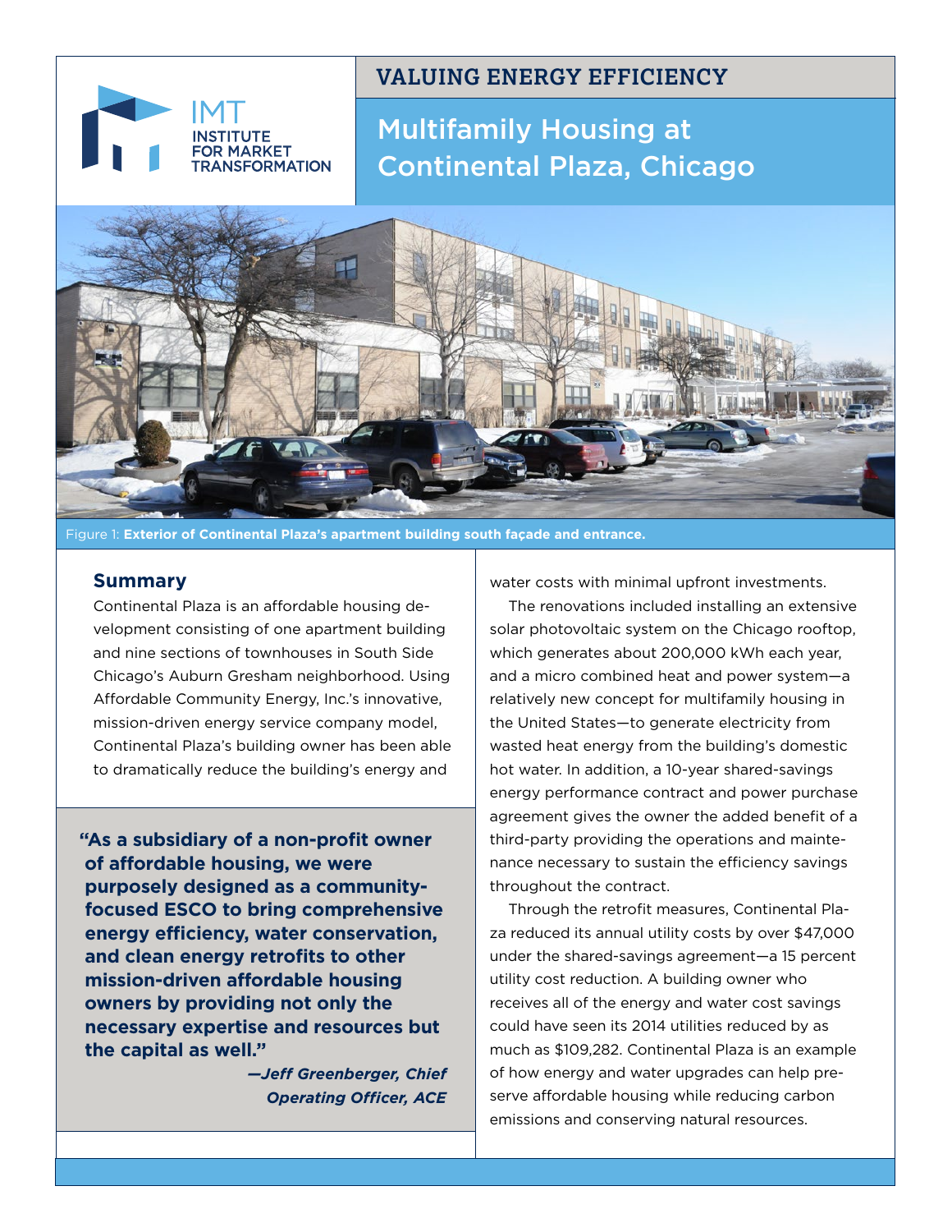IMT INSTITUTE FOR MARKET TRANSFORMATION

**VALUING ENERGY EFFICIENCY**

# Multifamily Housing at Continental Plaza, Chicago

Figure 1: **Exterior of Continental Plaza's apartment building south façade and entrance.**

## Summary

Continental Plaza is an affordable housing development consisting of one apartment building and nine sections of townhouses in South Side Chicago's Auburn Gresham neighborhood. Using Affordable Community Energy, Inc.'s innovative, mission-driven energy service company model, Continental Plaza's building owner has been able to dramatically reduce the building's energy and water costs with minimal upfront investments.

The renovations included installing an extensive solar photovoltaic system on the Chicago rooftop, which generates about 200,000 kWh each year, and a micro combined heat and power system—a relatively new concept for multifamily housing in the United States—to generate electricity from wasted heat energy from the building's domestic hot water. In addition, a 10-year shared-savings energy performance contract and power purchase agreement gives the owner the added benefit of a third-party providing the operations and maintenance necessary to sustain the efficiency savings throughout the contract.

Through the retrofit measures, Continental Plaza reduced its annual utility costs by over $47,000 under the shared-savings agreement—a 15 percent utility cost reduction. A building owner who receives all of the energy and water cost savings could have seen its 2014 utilities reduced by as much as $109,282. Continental Plaza is an example of how energy and water upgrades can help preserve affordable housing while reducing carbon emissions and conserving natural resources.

> **"As a subsidiary of a non-profit owner of affordable housing, we were purposely designed as a community-focused ESCO to bring comprehensive energy efficiency, water conservation, and clean energy retrofits to other mission-driven affordable housing owners by providing not only the necessary expertise and resources but the capital as well."**
>
> ***—Jeff Greenberger, Chief Operating Officer, ACE***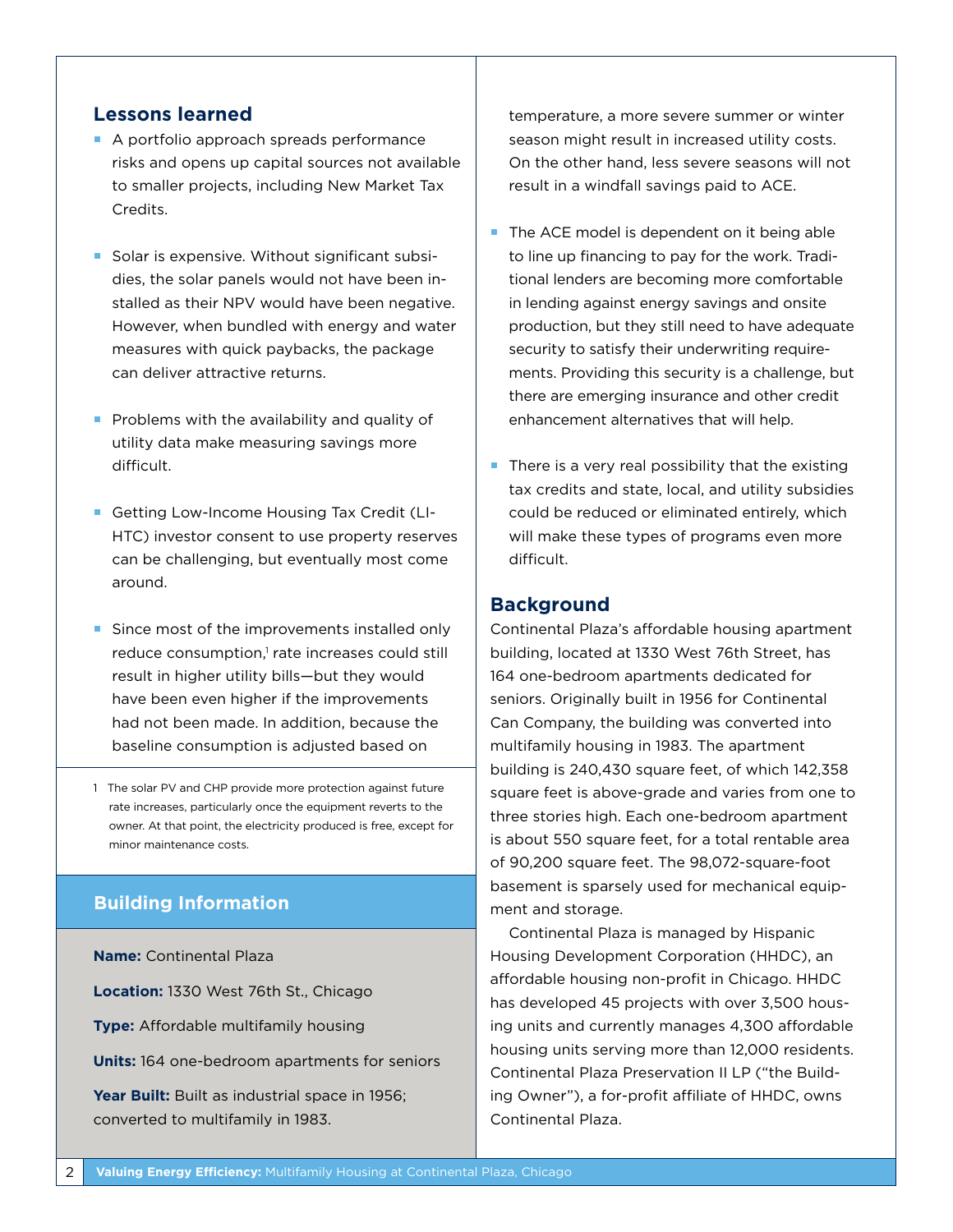## Lessons learned

- A portfolio approach spreads performance risks and opens up capital sources not available to smaller projects, including New Market Tax Credits.
- Solar is expensive. Without significant subsidies, the solar panels would not have been installed as their NPV would have been negative. However, when bundled with energy and water measures with quick paybacks, the package can deliver attractive returns.
- Problems with the availability and quality of utility data make measuring savings more difficult.
- Getting Low-Income Housing Tax Credit (LIHTC) investor consent to use property reserves can be challenging, but eventually most come around.
- Since most of the improvements installed only reduce consumption,[1] rate increases could still result in higher utility bills—but they would have been even higher if the improvements had not been made. In addition, because the baseline consumption is adjusted based on temperature, a more severe summer or winter season might result in increased utility costs. On the other hand, less severe seasons will not result in a windfall savings paid to ACE.
- The ACE model is dependent on it being able to line up financing to pay for the work. Traditional lenders are becoming more comfortable in lending against energy savings and onsite production, but they still need to have adequate security to satisfy their underwriting requirements. Providing this security is a challenge, but there are emerging insurance and other credit enhancement alternatives that will help.
- There is a very real possibility that the existing tax credits and state, local, and utility subsidies could be reduced or eliminated entirely, which will make these types of programs even more difficult.

1 The solar PV and CHP provide more protection against future rate increases, particularly once the equipment reverts to the owner. At that point, the electricity produced is free, except for minor maintenance costs.

## Building Information

**Name:** Continental Plaza

**Location:** 1330 West 76th St., Chicago

**Type:** Affordable multifamily housing

**Units:** 164 one-bedroom apartments for seniors

**Year Built:** Built as industrial space in 1956; converted to multifamily in 1983.

## Background

Continental Plaza's affordable housing apartment building, located at 1330 West 76th Street, has 164 one-bedroom apartments dedicated for seniors. Originally built in 1956 for Continental Can Company, the building was converted into multifamily housing in 1983. The apartment building is 240,430 square feet, of which 142,358 square feet is above-grade and varies from one to three stories high. Each one-bedroom apartment is about 550 square feet, for a total rentable area of 90,200 square feet. The 98,072-square-foot basement is sparsely used for mechanical equipment and storage.

Continental Plaza is managed by Hispanic Housing Development Corporation (HHDC), an affordable housing non-profit in Chicago. HHDC has developed 45 projects with over 3,500 housing units and currently manages 4,300 affordable housing units serving more than 12,000 residents. Continental Plaza Preservation II LP ("the Building Owner"), a for-profit affiliate of HHDC, owns Continental Plaza.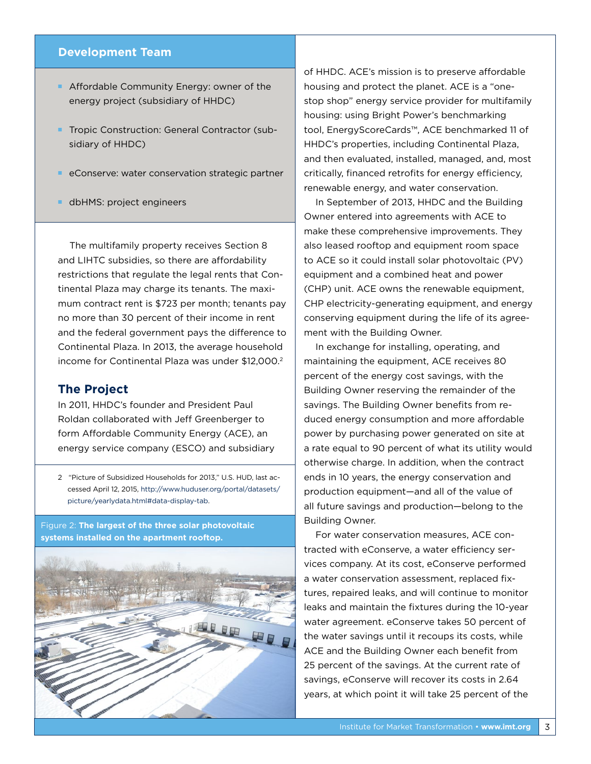## Development Team

- Affordable Community Energy: owner of the energy project (subsidiary of HHDC)
- Tropic Construction: General Contractor (subsidiary of HHDC)
- eConserve: water conservation strategic partner
- dbHMS: project engineers

The multifamily property receives Section 8 and LIHTC subsidies, so there are affordability restrictions that regulate the legal rents that Continental Plaza may charge its tenants. The maximum contract rent is $723 per month; tenants pay no more than 30 percent of their income in rent and the federal government pays the difference to Continental Plaza. In 2013, the average household income for Continental Plaza was under $12,000.[2]

## The Project

In 2011, HHDC's founder and President Paul Roldan collaborated with Jeff Greenberger to form Affordable Community Energy (ACE), an energy service company (ESCO) and subsidiary of HHDC. ACE's mission is to preserve affordable housing and protect the planet. ACE is a "one-stop shop" energy service provider for multifamily housing: using Bright Power's benchmarking tool, EnergyScoreCards™, ACE benchmarked 11 of HHDC's properties, including Continental Plaza, and then evaluated, installed, managed, and, most critically, financed retrofits for energy efficiency, renewable energy, and water conservation.

In September of 2013, HHDC and the Building Owner entered into agreements with ACE to make these comprehensive improvements. They also leased rooftop and equipment room space to ACE so it could install solar photovoltaic (PV) equipment and a combined heat and power (CHP) unit. ACE owns the renewable equipment, CHP electricity-generating equipment, and energy conserving equipment during the life of its agreement with the Building Owner.

In exchange for installing, operating, and maintaining the equipment, ACE receives 80 percent of the energy cost savings, with the Building Owner reserving the remainder of the savings. The Building Owner benefits from reduced energy consumption and more affordable power by purchasing power generated on site at a rate equal to 90 percent of what its utility would otherwise charge. In addition, when the contract ends in 10 years, the energy conservation and production equipment—and all of the value of all future savings and production—belong to the Building Owner.

For water conservation measures, ACE contracted with eConserve, a water efficiency services company. At its cost, eConserve performed a water conservation assessment, replaced fixtures, repaired leaks, and will continue to monitor leaks and maintain the fixtures during the 10-year water agreement. eConserve takes 50 percent of the water savings until it recoups its costs, while ACE and the Building Owner each benefit from 25 percent of the savings. At the current rate of savings, eConserve will recover its costs in 2.64 years, at which point it will take 25 percent of the

Figure 2: **The largest of the three solar photovoltaic systems installed on the apartment rooftop.**

2 "Picture of Subsidized Households for 2013," U.S. HUD, last accessed April 12, 2015, http://www.huduser.org/portal/datasets/picture/yearlydata.html#data-display-tab.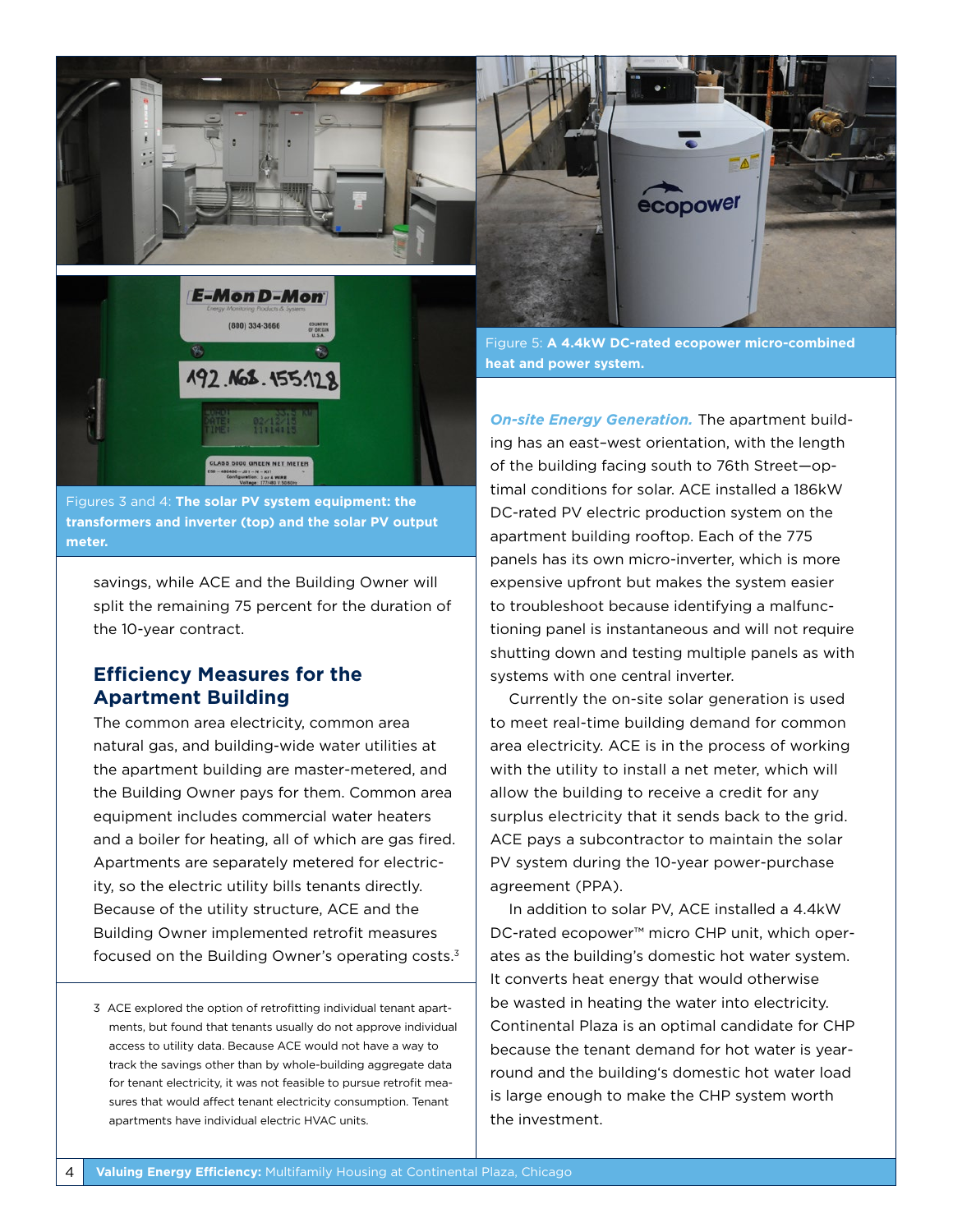Figures 3 and 4: **The solar PV system equipment: the transformers and inverter (top) and the solar PV output meter.**

Figure 5: **A 4.4kW DC-rated ecopower micro-combined heat and power system.**

savings, while ACE and the Building Owner will split the remaining 75 percent for the duration of the 10-year contract.

## Efficiency Measures for the Apartment Building

The common area electricity, common area natural gas, and building-wide water utilities at the apartment building are master-metered, and the Building Owner pays for them. Common area equipment includes commercial water heaters and a boiler for heating, all of which are gas fired. Apartments are separately metered for electricity, so the electric utility bills tenants directly. Because of the utility structure, ACE and the Building Owner implemented retrofit measures focused on the Building Owner's operating costs.[3]

***On-site Energy Generation.*** The apartment building has an east–west orientation, with the length of the building facing south to 76th Street—optimal conditions for solar. ACE installed a 186kW DC-rated PV electric production system on the apartment building rooftop. Each of the 775 panels has its own micro-inverter, which is more expensive upfront but makes the system easier to troubleshoot because identifying a malfunctioning panel is instantaneous and will not require shutting down and testing multiple panels as with systems with one central inverter.

Currently the on-site solar generation is used to meet real-time building demand for common area electricity. ACE is in the process of working with the utility to install a net meter, which will allow the building to receive a credit for any surplus electricity that it sends back to the grid. ACE pays a subcontractor to maintain the solar PV system during the 10-year power-purchase agreement (PPA).

In addition to solar PV, ACE installed a 4.4kW DC-rated ecopower™ micro CHP unit, which operates as the building's domestic hot water system. It converts heat energy that would otherwise be wasted in heating the water into electricity. Continental Plaza is an optimal candidate for CHP because the tenant demand for hot water is year-round and the building's domestic hot water load is large enough to make the CHP system worth the investment.

3 ACE explored the option of retrofitting individual tenant apartments, but found that tenants usually do not approve individual access to utility data. Because ACE would not have a way to track the savings other than by whole-building aggregate data for tenant electricity, it was not feasible to pursue retrofit measures that would affect tenant electricity consumption. Tenant apartments have individual electric HVAC units.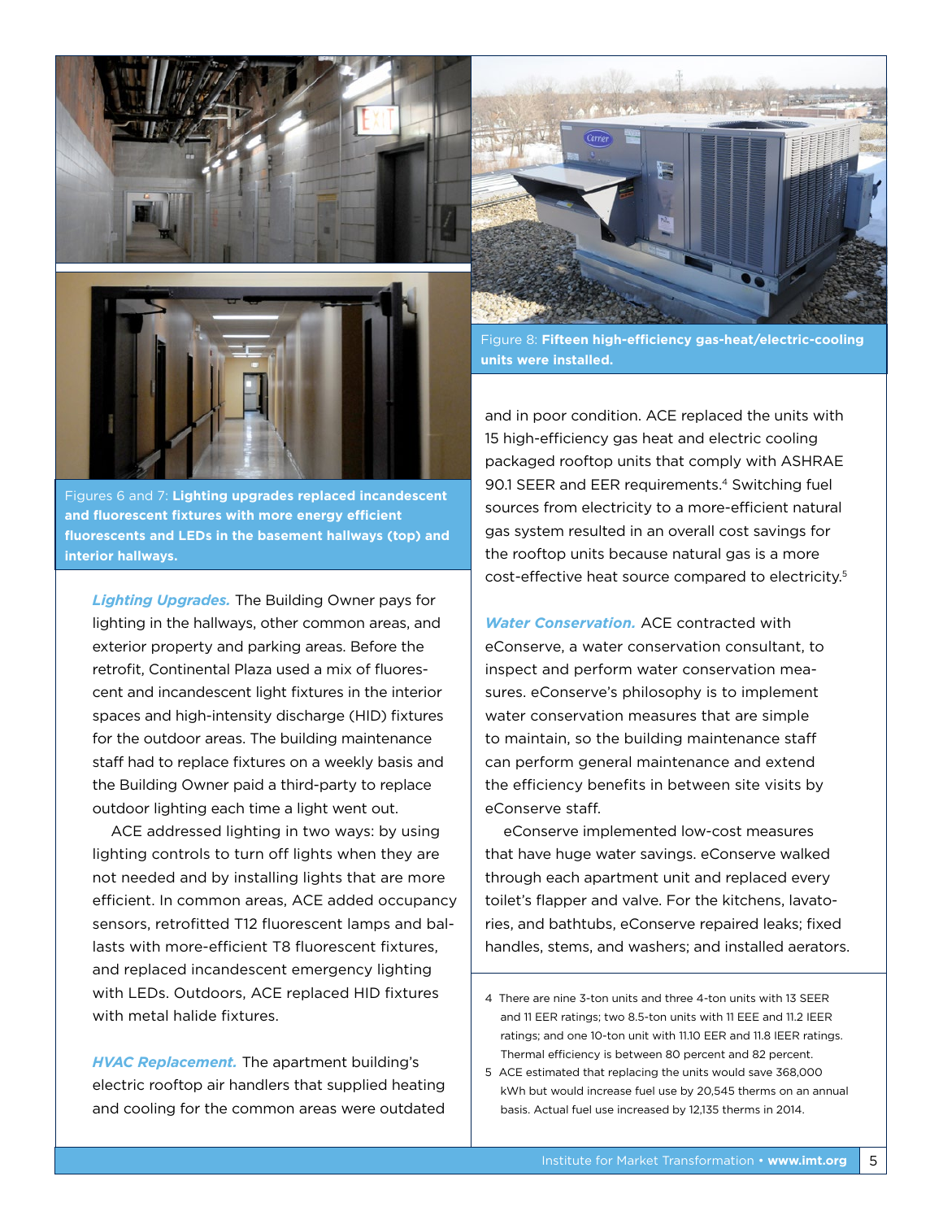Figures 6 and 7: **Lighting upgrades replaced incandescent and fluorescent fixtures with more energy efficient fluorescents and LEDs in the basement hallways (top) and interior hallways.**

***Lighting Upgrades.*** The Building Owner pays for lighting in the hallways, other common areas, and exterior property and parking areas. Before the retrofit, Continental Plaza used a mix of fluorescent and incandescent light fixtures in the interior spaces and high-intensity discharge (HID) fixtures for the outdoor areas. The building maintenance staff had to replace fixtures on a weekly basis and the Building Owner paid a third-party to replace outdoor lighting each time a light went out.

ACE addressed lighting in two ways: by using lighting controls to turn off lights when they are not needed and by installing lights that are more efficient. In common areas, ACE added occupancy sensors, retrofitted T12 fluorescent lamps and ballasts with more-efficient T8 fluorescent fixtures, and replaced incandescent emergency lighting with LEDs. Outdoors, ACE replaced HID fixtures with metal halide fixtures.

***HVAC Replacement.*** The apartment building's electric rooftop air handlers that supplied heating and cooling for the common areas were outdated and in poor condition. ACE replaced the units with 15 high-efficiency gas heat and electric cooling packaged rooftop units that comply with ASHRAE 90.1 SEER and EER requirements.[4] Switching fuel sources from electricity to a more-efficient natural gas system resulted in an overall cost savings for the rooftop units because natural gas is a more cost-effective heat source compared to electricity.[5]

Figure 8: **Fifteen high-efficiency gas-heat/electric-cooling units were installed.**

***Water Conservation.*** ACE contracted with eConserve, a water conservation consultant, to inspect and perform water conservation measures. eConserve's philosophy is to implement water conservation measures that are simple to maintain, so the building maintenance staff can perform general maintenance and extend the efficiency benefits in between site visits by eConserve staff.

eConserve implemented low-cost measures that have huge water savings. eConserve walked through each apartment unit and replaced every toilet's flapper and valve. For the kitchens, lavatories, and bathtubs, eConserve repaired leaks; fixed handles, stems, and washers; and installed aerators.

---

4 There are nine 3-ton units and three 4-ton units with 13 SEER and 11 EER ratings; two 8.5-ton units with 11 EEE and 11.2 IEER ratings; and one 10-ton unit with 11.10 EER and 11.8 IEER ratings. Thermal efficiency is between 80 percent and 82 percent.

5 ACE estimated that replacing the units would save 368,000 kWh but would increase fuel use by 20,545 therms on an annual basis. Actual fuel use increased by 12,135 therms in 2014.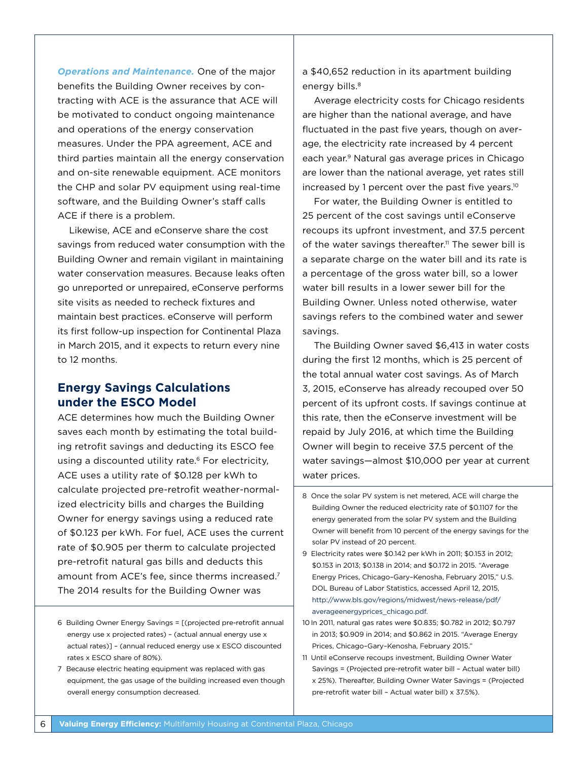***Operations and Maintenance.*** One of the major benefits the Building Owner receives by contracting with ACE is the assurance that ACE will be motivated to conduct ongoing maintenance and operations of the energy conservation measures. Under the PPA agreement, ACE and third parties maintain all the energy conservation and on-site renewable equipment. ACE monitors the CHP and solar PV equipment using real-time software, and the Building Owner's staff calls ACE if there is a problem.

Likewise, ACE and eConserve share the cost savings from reduced water consumption with the Building Owner and remain vigilant in maintaining water conservation measures. Because leaks often go unreported or unrepaired, eConserve performs site visits as needed to recheck fixtures and maintain best practices. eConserve will perform its first follow-up inspection for Continental Plaza in March 2015, and it expects to return every nine to 12 months.

## Energy Savings Calculations under the ESCO Model

ACE determines how much the Building Owner saves each month by estimating the total building retrofit savings and deducting its ESCO fee using a discounted utility rate.[6] For electricity, ACE uses a utility rate of $0.128 per kWh to calculate projected pre-retrofit weather-normalized electricity bills and charges the Building Owner for energy savings using a reduced rate of $0.123 per kWh. For fuel, ACE uses the current rate of $0.905 per therm to calculate projected pre-retrofit natural gas bills and deducts this amount from ACE's fee, since therms increased.[7] The 2014 results for the Building Owner was a $40,652 reduction in its apartment building energy bills.[8]

Average electricity costs for Chicago residents are higher than the national average, and have fluctuated in the past five years, though on average, the electricity rate increased by 4 percent each year.[9] Natural gas average prices in Chicago are lower than the national average, yet rates still increased by 1 percent over the past five years.[10]

For water, the Building Owner is entitled to 25 percent of the cost savings until eConserve recoups its upfront investment, and 37.5 percent of the water savings thereafter.[11] The sewer bill is a separate charge on the water bill and its rate is a percentage of the gross water bill, so a lower water bill results in a lower sewer bill for the Building Owner. Unless noted otherwise, water savings refers to the combined water and sewer savings.

The Building Owner saved $6,413 in water costs during the first 12 months, which is 25 percent of the total annual water cost savings. As of March 3, 2015, eConserve has already recouped over 50 percent of its upfront costs. If savings continue at this rate, then the eConserve investment will be repaid by July 2016, at which time the Building Owner will begin to receive 37.5 percent of the water savings—almost $10,000 per year at current water prices.

---

6 Building Owner Energy Savings = [(projected pre-retrofit annual energy use x projected rates) – (actual annual energy use x actual rates)] – (annual reduced energy use x ESCO discounted rates x ESCO share of 80%).

7 Because electric heating equipment was replaced with gas equipment, the gas usage of the building increased even though overall energy consumption decreased.

8 Once the solar PV system is net metered, ACE will charge the Building Owner the reduced electricity rate of $0.1107 for the energy generated from the solar PV system and the Building Owner will benefit from 10 percent of the energy savings for the solar PV instead of 20 percent.

9 Electricity rates were $0.142 per kWh in 2011; $0.153 in 2012; $0.153 in 2013; $0.138 in 2014; and $0.172 in 2015. "Average Energy Prices, Chicago–Gary–Kenosha, February 2015," U.S. DOL Bureau of Labor Statistics, accessed April 12, 2015, http://www.bls.gov/regions/midwest/news-release/pdf/averageenergyprices_chicago.pdf.

10 In 2011, natural gas rates were $0.835; $0.782 in 2012; $0.797 in 2013; $0.909 in 2014; and $0.862 in 2015. "Average Energy Prices, Chicago–Gary–Kenosha, February 2015."

11 Until eConserve recoups investment, Building Owner Water Savings = (Projected pre-retrofit water bill – Actual water bill) x 25%). Thereafter, Building Owner Water Savings = (Projected pre-retrofit water bill – Actual water bill) x 37.5%).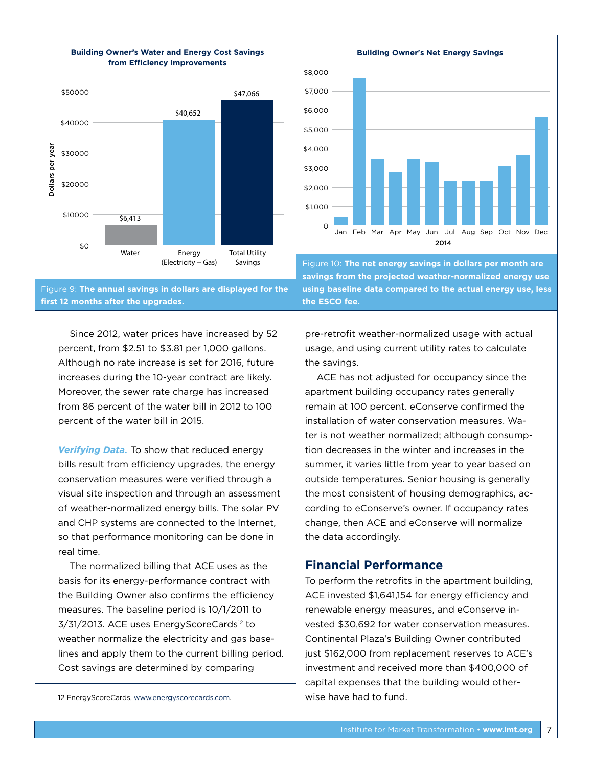**Building Owner's Water and Energy Cost Savings from Efficiency Improvements**

| | Dollars per year |
|---|---|
| Water | $6,413 |
| Energy (Electricity + Gas) | $40,652 |
| Total Utility Savings | $47,066 |

Figure 9: **The annual savings in dollars are displayed for the first 12 months after the upgrades.**

**Building Owner's Net Energy Savings**

Figure 10: **The net energy savings in dollars per month are savings from the projected weather-normalized energy use using baseline data compared to the actual energy use, less the ESCO fee.**

Since 2012, water prices have increased by 52 percent, from $2.51 to $3.81 per 1,000 gallons. Although no rate increase is set for 2016, future increases during the 10-year contract are likely. Moreover, the sewer rate charge has increased from 86 percent of the water bill in 2012 to 100 percent of the water bill in 2015.

***Verifying Data.*** To show that reduced energy bills result from efficiency upgrades, the energy conservation measures were verified through a visual site inspection and through an assessment of weather-normalized energy bills. The solar PV and CHP systems are connected to the Internet, so that performance monitoring can be done in real time.

The normalized billing that ACE uses as the basis for its energy-performance contract with the Building Owner also confirms the efficiency measures. The baseline period is 10/1/2011 to 3/31/2013. ACE uses EnergyScoreCards[12] to weather normalize the electricity and gas baselines and apply them to the current billing period. Cost savings are determined by comparing pre-retrofit weather-normalized usage with actual usage, and using current utility rates to calculate the savings.

ACE has not adjusted for occupancy since the apartment building occupancy rates generally remain at 100 percent. eConserve confirmed the installation of water conservation measures. Water is not weather normalized; although consumption decreases in the winter and increases in the summer, it varies little from year to year based on outside temperatures. Senior housing is generally the most consistent of housing demographics, according to eConserve's owner. If occupancy rates change, then ACE and eConserve will normalize the data accordingly.

## Financial Performance

To perform the retrofits in the apartment building, ACE invested $1,641,154 for energy efficiency and renewable energy measures, and eConserve invested $30,692 for water conservation measures. Continental Plaza's Building Owner contributed just $162,000 from replacement reserves to ACE's investment and received more than $400,000 of capital expenses that the building would otherwise have had to fund.

12 EnergyScoreCards, www.energyscorecards.com.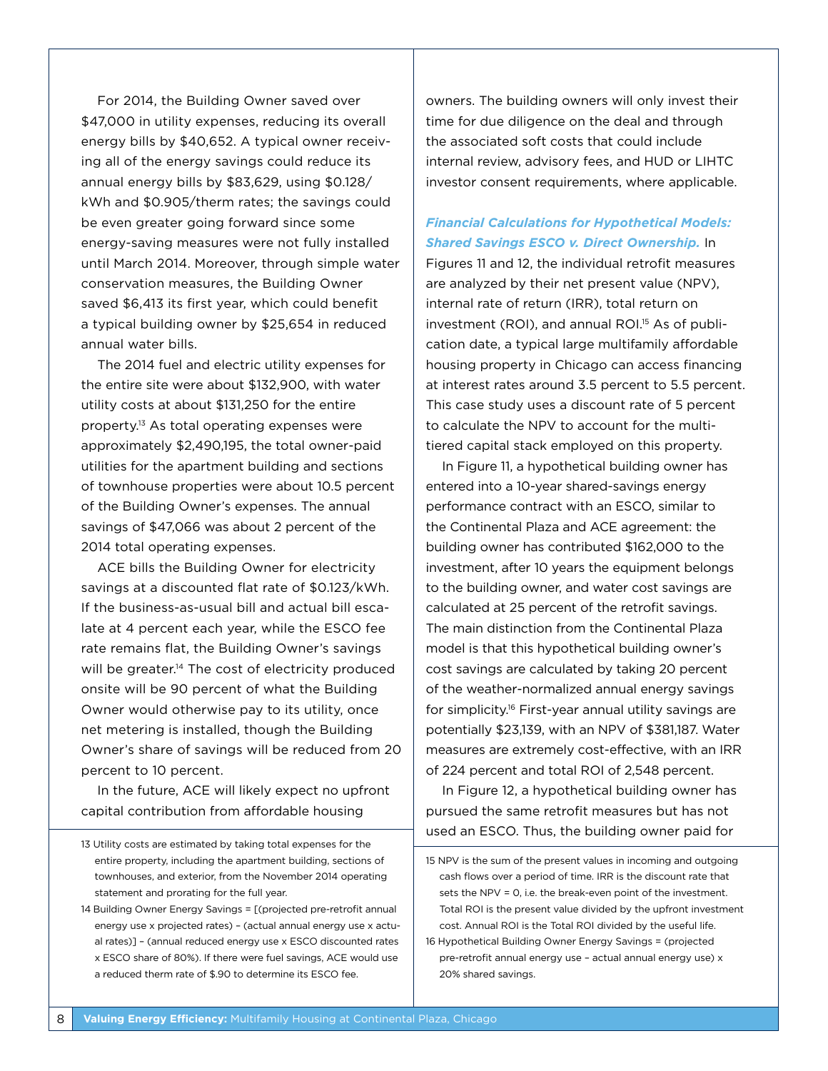For 2014, the Building Owner saved over $47,000 in utility expenses, reducing its overall energy bills by $40,652. A typical owner receiving all of the energy savings could reduce its annual energy bills by $83,629, using $0.128/kWh and $0.905/therm rates; the savings could be even greater going forward since some energy-saving measures were not fully installed until March 2014. Moreover, through simple water conservation measures, the Building Owner saved $6,413 its first year, which could benefit a typical building owner by $25,654 in reduced annual water bills.

The 2014 fuel and electric utility expenses for the entire site were about $132,900, with water utility costs at about $131,250 for the entire property.[13] As total operating expenses were approximately $2,490,195, the total owner-paid utilities for the apartment building and sections of townhouse properties were about 10.5 percent of the Building Owner's expenses. The annual savings of $47,066 was about 2 percent of the 2014 total operating expenses.

ACE bills the Building Owner for electricity savings at a discounted flat rate of $0.123/kWh. If the business-as-usual bill and actual bill escalate at 4 percent each year, while the ESCO fee rate remains flat, the Building Owner's savings will be greater.[14] The cost of electricity produced onsite will be 90 percent of what the Building Owner would otherwise pay to its utility, once net metering is installed, though the Building Owner's share of savings will be reduced from 20 percent to 10 percent.

In the future, ACE will likely expect no upfront capital contribution from affordable housing owners. The building owners will only invest their time for due diligence on the deal and through the associated soft costs that could include internal review, advisory fees, and HUD or LIHTC investor consent requirements, where applicable.

***Financial Calculations for Hypothetical Models: Shared Savings ESCO v. Direct Ownership.*** In Figures 11 and 12, the individual retrofit measures are analyzed by their net present value (NPV), internal rate of return (IRR), total return on investment (ROI), and annual ROI.[15] As of publication date, a typical large multifamily affordable housing property in Chicago can access financing at interest rates around 3.5 percent to 5.5 percent. This case study uses a discount rate of 5 percent to calculate the NPV to account for the multi-tiered capital stack employed on this property.

In Figure 11, a hypothetical building owner has entered into a 10-year shared-savings energy performance contract with an ESCO, similar to the Continental Plaza and ACE agreement: the building owner has contributed $162,000 to the investment, after 10 years the equipment belongs to the building owner, and water cost savings are calculated at 25 percent of the retrofit savings. The main distinction from the Continental Plaza model is that this hypothetical building owner's cost savings are calculated by taking 20 percent of the weather-normalized annual energy savings for simplicity.[16] First-year annual utility savings are potentially $23,139, with an NPV of $381,187. Water measures are extremely cost-effective, with an IRR of 224 percent and total ROI of 2,548 percent.

In Figure 12, a hypothetical building owner has pursued the same retrofit measures but has not used an ESCO. Thus, the building owner paid for

---

13 Utility costs are estimated by taking total expenses for the entire property, including the apartment building, sections of townhouses, and exterior, from the November 2014 operating statement and prorating for the full year.

14 Building Owner Energy Savings = [(projected pre-retrofit annual energy use x projected rates) – (actual annual energy use x actual rates)] – (annual reduced energy use x ESCO discounted rates x ESCO share of 80%). If there were fuel savings, ACE would use a reduced therm rate of $.90 to determine its ESCO fee.

15 NPV is the sum of the present values in incoming and outgoing cash flows over a period of time. IRR is the discount rate that sets the NPV = 0, i.e. the break-even point of the investment. Total ROI is the present value divided by the upfront investment cost. Annual ROI is the Total ROI divided by the useful life.

16 Hypothetical Building Owner Energy Savings = (projected pre-retrofit annual energy use – actual annual energy use) x 20% shared savings.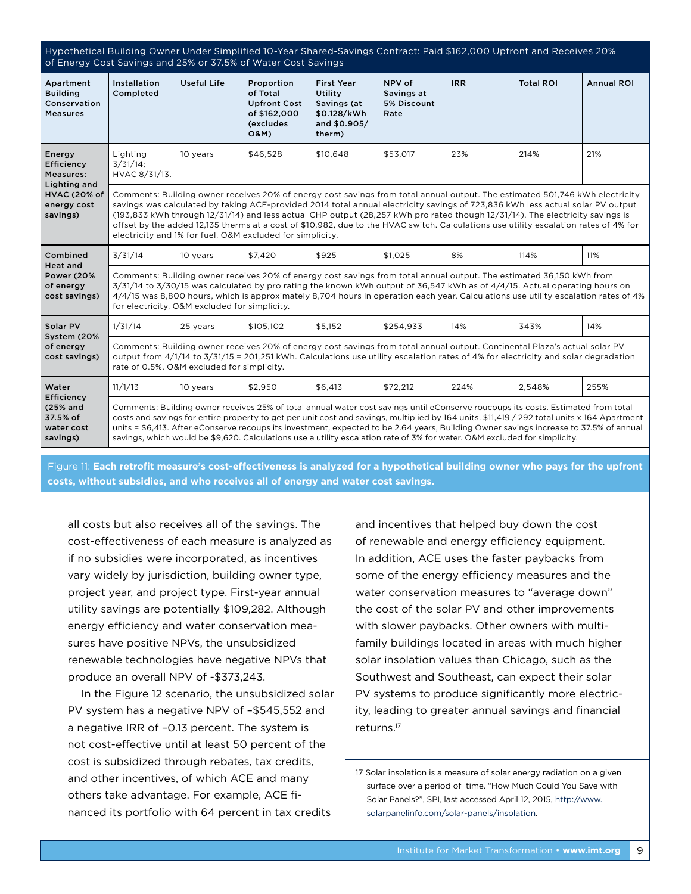Hypothetical Building Owner Under Simplified 10-Year Shared-Savings Contract: Paid $162,000 Upfront and Receives 20% of Energy Cost Savings and 25% or 37.5% of Water Cost Savings

| Apartment Building Conservation Measures | Installation Completed | Useful Life | Proportion of Total Upfront Cost of $162,000 (excludes O&M) | First Year Utility Savings (at $0.128/kWh and $0.905/therm) | NPV of Savings at 5% Discount Rate | IRR | Total ROI | Annual ROI |
|---|---|---|---|---|---|---|---|---|
| Energy Efficiency Measures: Lighting and HVAC (20% of energy cost savings) | Lighting 3/31/14; HVAC 8/31/13. | 10 years | $46,528 | $10,648 | $53,017 | 23% | 214% | 21% |
| | Comments: Building owner receives 20% of energy cost savings from total annual output. The estimated 501,746 kWh electricity savings was calculated by taking ACE-provided 2014 total annual electricity savings of 723,836 kWh less actual solar PV output (193,833 kWh through 12/31/14) and less actual CHP output (28,257 kWh pro rated though 12/31/14). The electricity savings is offset by the added 12,135 therms at a cost of $10,982, due to the HVAC switch. Calculations use utility escalation rates of 4% for electricity and 1% for fuel. O&M excluded for simplicity. | | | | | | | |
| Combined Heat and Power (20% of energy cost savings) | 3/31/14 | 10 years | $7,420 | $925 | $1,025 | 8% | 114% | 11% |
| | Comments: Building owner receives 20% of energy cost savings from total annual output. The estimated 36,150 kWh from 3/31/14 to 3/30/15 was calculated by pro rating the known kWh output of 36,547 kWh as of 4/4/15. Actual operating hours on 4/4/15 was 8,800 hours, which is approximately 8,704 hours in operation each year. Calculations use utility escalation rates of 4% for electricity. O&M excluded for simplicity. | | | | | | | |
| Solar PV System (20% of energy cost savings) | 1/31/14 | 25 years | $105,102 | $5,152 | $254,933 | 14% | 343% | 14% |
| | Comments: Building owner receives 20% of energy cost savings from total annual output. Continental Plaza's actual solar PV output from 4/1/14 to 3/31/15 = 201,251 kWh. Calculations use utility escalation rates of 4% for electricity and solar degradation rate of 0.5%. O&M excluded for simplicity. | | | | | | | |
| Water Efficiency (25% and 37.5% of water cost savings) | 11/1/13 | 10 years | $2,950 | $6,413 | $72,212 | 224% | 2,548% | 255% |
| | Comments: Building owner receives 25% of total annual water cost savings until eConserve roucoups its costs. Estimated from total costs and savings for entire property to get per unit cost and savings, multiplied by 164 units. $11,419 / 292 total units x 164 Apartment units = $6,413. After eConserve recoups its investment, expected to be 2.64 years, Building Owner savings increase to 37.5% of annual savings, which would be $9,620. Calculations use a utility escalation rate of 3% for water. O&M excluded for simplicity. | | | | | | | |

Figure 11: **Each retrofit measure's cost-effectiveness is analyzed for a hypothetical building owner who pays for the upfront costs, without subsidies, and who receives all of energy and water cost savings.**

all costs but also receives all of the savings. The cost-effectiveness of each measure is analyzed as if no subsidies were incorporated, as incentives vary widely by jurisdiction, building owner type, project year, and project type. First-year annual utility savings are potentially $109,282. Although energy efficiency and water conservation measures have positive NPVs, the unsubsidized renewable technologies have negative NPVs that produce an overall NPV of -$373,243.

In the Figure 12 scenario, the unsubsidized solar PV system has a negative NPV of –$545,552 and a negative IRR of –0.13 percent. The system is not cost-effective until at least 50 percent of the cost is subsidized through rebates, tax credits, and other incentives, of which ACE and many others take advantage. For example, ACE financed its portfolio with 64 percent in tax credits and incentives that helped buy down the cost of renewable and energy efficiency equipment. In addition, ACE uses the faster paybacks from some of the energy efficiency measures and the water conservation measures to "average down" the cost of the solar PV and other improvements with slower paybacks. Other owners with multifamily buildings located in areas with much higher solar insolation values than Chicago, such as the Southwest and Southeast, can expect their solar PV systems to produce significantly more electricity, leading to greater annual savings and financial returns.[17]

17 Solar insolation is a measure of solar energy radiation on a given surface over a period of time. "How Much Could You Save with Solar Panels?", SPI, last accessed April 12, 2015, http://www.solarpanelinfo.com/solar-panels/insolation.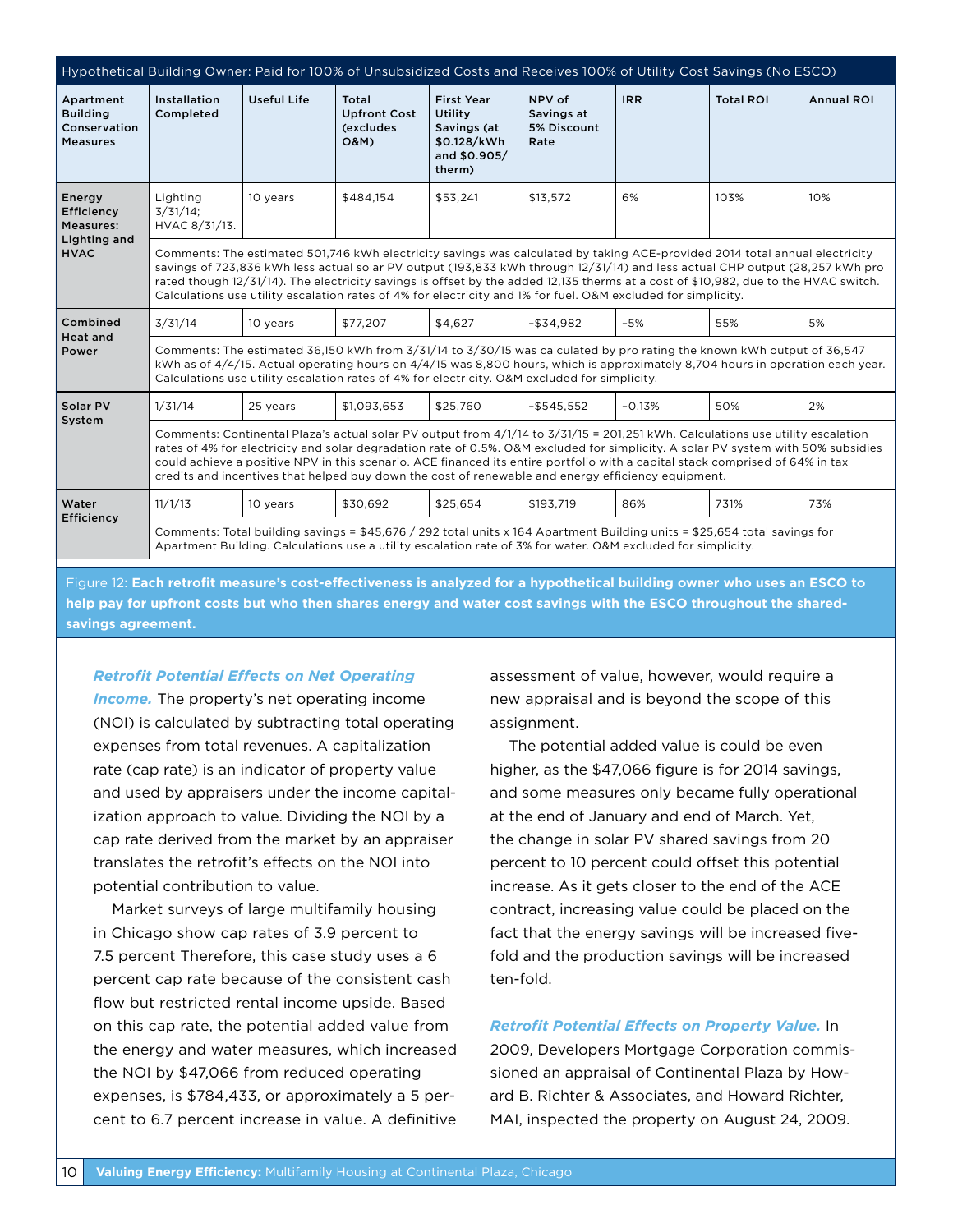| Hypothetical Building Owner: Paid for 100% of Unsubsidized Costs and Receives 100% of Utility Cost Savings (No ESCO) | | | | | | | | |
|---|---|---|---|---|---|---|---|---|
| **Apartment Building Conservation Measures** | **Installation Completed** | **Useful Life** | **Total Upfront Cost (excludes O&M)** | **First Year Utility Savings (at $0.128/kWh and $0.905/ therm)** | **NPV of Savings at 5% Discount Rate** | **IRR** | **Total ROI** | **Annual ROI** |
| **Energy Efficiency Measures: Lighting and HVAC** | Lighting 3/31/14; HVAC 8/31/13. | 10 years | $484,154 | $53,241 | $13,572 | 6% | 103% | 10% |
| | Comments: The estimated 501,746 kWh electricity savings was calculated by taking ACE-provided 2014 total annual electricity savings of 723,836 kWh less actual solar PV output (193,833 kWh through 12/31/14) and less actual CHP output (28,257 kWh pro rated though 12/31/14). The electricity savings is offset by the added 12,135 therms at a cost of $10,982, due to the HVAC switch. Calculations use utility escalation rates of 4% for electricity and 1% for fuel. O&M excluded for simplicity. | | | | | | | |
| **Combined Heat and Power** | 3/31/14 | 10 years | $77,207 | $4,627 | –$34,982 | –5% | 55% | 5% |
| | Comments: The estimated 36,150 kWh from 3/31/14 to 3/30/15 was calculated by pro rating the known kWh output of 36,547 kWh as of 4/4/15. Actual operating hours on 4/4/15 was 8,800 hours, which is approximately 8,704 hours in operation each year. Calculations use utility escalation rates of 4% for electricity. O&M excluded for simplicity. | | | | | | | |
| **Solar PV System** | 1/31/14 | 25 years | $1,093,653 | $25,760 | –$545,552 | –0.13% | 50% | 2% |
| | Comments: Continental Plaza's actual solar PV output from 4/1/14 to 3/31/15 = 201,251 kWh. Calculations use utility escalation rates of 4% for electricity and solar degradation rate of 0.5%. O&M excluded for simplicity. A solar PV system with 50% subsidies could achieve a positive NPV in this scenario. ACE financed its entire portfolio with a capital stack comprised of 64% in tax credits and incentives that helped buy down the cost of renewable and energy efficiency equipment. | | | | | | | |
| **Water Efficiency** | 11/1/13 | 10 years | $30,692 | $25,654 | $193,719 | 86% | 731% | 73% |
| | Comments: Total building savings = $45,676 / 292 total units x 164 Apartment Building units = $25,654 total savings for Apartment Building. Calculations use a utility escalation rate of 3% for water. O&M excluded for simplicity. | | | | | | | |

Figure 12: **Each retrofit measure's cost-effectiveness is analyzed for a hypothetical building owner who uses an ESCO to help pay for upfront costs but who then shares energy and water cost savings with the ESCO throughout the shared-savings agreement.**

***Retrofit Potential Effects on Net Operating Income.*** The property's net operating income (NOI) is calculated by subtracting total operating expenses from total revenues. A capitalization rate (cap rate) is an indicator of property value and used by appraisers under the income capitalization approach to value. Dividing the NOI by a cap rate derived from the market by an appraiser translates the retrofit's effects on the NOI into potential contribution to value.

Market surveys of large multifamily housing in Chicago show cap rates of 3.9 percent to 7.5 percent Therefore, this case study uses a 6 percent cap rate because of the consistent cash flow but restricted rental income upside. Based on this cap rate, the potential added value from the energy and water measures, which increased the NOI by $47,066 from reduced operating expenses, is $784,433, or approximately a 5 percent to 6.7 percent increase in value. A definitive assessment of value, however, would require a new appraisal and is beyond the scope of this assignment.

The potential added value is could be even higher, as the $47,066 figure is for 2014 savings, and some measures only became fully operational at the end of January and end of March. Yet, the change in solar PV shared savings from 20 percent to 10 percent could offset this potential increase. As it gets closer to the end of the ACE contract, increasing value could be placed on the fact that the energy savings will be increased five-fold and the production savings will be increased ten-fold.

***Retrofit Potential Effects on Property Value.*** In 2009, Developers Mortgage Corporation commissioned an appraisal of Continental Plaza by Howard B. Richter & Associates, and Howard Richter, MAI, inspected the property on August 24, 2009.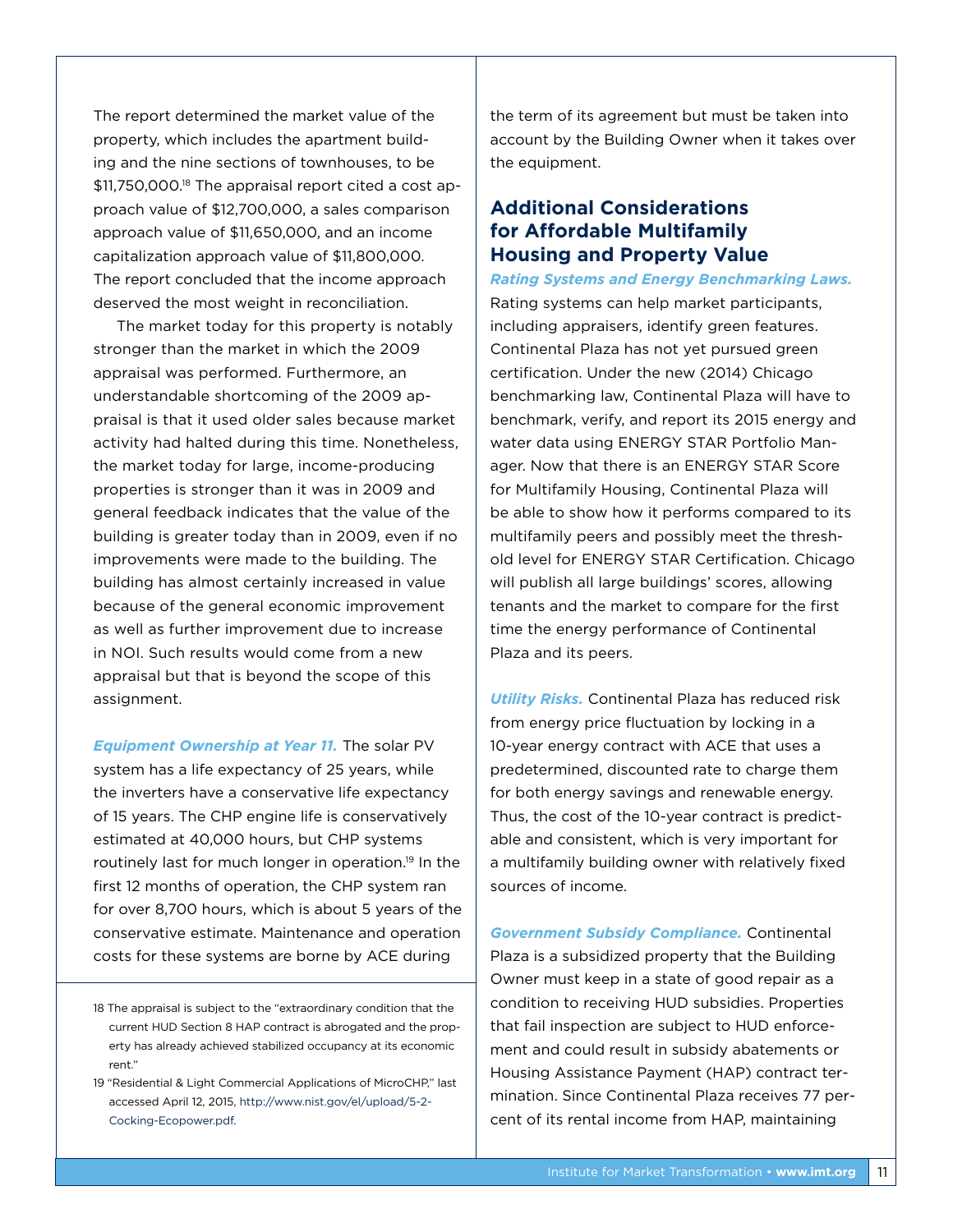The report determined the market value of the property, which includes the apartment building and the nine sections of townhouses, to be $11,750,000.[18] The appraisal report cited a cost approach value of $12,700,000, a sales comparison approach value of $11,650,000, and an income capitalization approach value of $11,800,000. The report concluded that the income approach deserved the most weight in reconciliation.

The market today for this property is notably stronger than the market in which the 2009 appraisal was performed. Furthermore, an understandable shortcoming of the 2009 appraisal is that it used older sales because market activity had halted during this time. Nonetheless, the market today for large, income-producing properties is stronger than it was in 2009 and general feedback indicates that the value of the building is greater today than in 2009, even if no improvements were made to the building. The building has almost certainly increased in value because of the general economic improvement as well as further improvement due to increase in NOI. Such results would come from a new appraisal but that is beyond the scope of this assignment.

***Equipment Ownership at Year 11.*** The solar PV system has a life expectancy of 25 years, while the inverters have a conservative life expectancy of 15 years. The CHP engine life is conservatively estimated at 40,000 hours, but CHP systems routinely last for much longer in operation.[19] In the first 12 months of operation, the CHP system ran for over 8,700 hours, which is about 5 years of the conservative estimate. Maintenance and operation costs for these systems are borne by ACE during the term of its agreement but must be taken into account by the Building Owner when it takes over the equipment.

## Additional Considerations for Affordable Multifamily Housing and Property Value

***Rating Systems and Energy Benchmarking Laws.*** Rating systems can help market participants, including appraisers, identify green features. Continental Plaza has not yet pursued green certification. Under the new (2014) Chicago benchmarking law, Continental Plaza will have to benchmark, verify, and report its 2015 energy and water data using ENERGY STAR Portfolio Manager. Now that there is an ENERGY STAR Score for Multifamily Housing, Continental Plaza will be able to show how it performs compared to its multifamily peers and possibly meet the threshold level for ENERGY STAR Certification. Chicago will publish all large buildings' scores, allowing tenants and the market to compare for the first time the energy performance of Continental Plaza and its peers.

***Utility Risks.*** Continental Plaza has reduced risk from energy price fluctuation by locking in a 10-year energy contract with ACE that uses a predetermined, discounted rate to charge them for both energy savings and renewable energy. Thus, the cost of the 10-year contract is predictable and consistent, which is very important for a multifamily building owner with relatively fixed sources of income.

***Government Subsidy Compliance.*** Continental Plaza is a subsidized property that the Building Owner must keep in a state of good repair as a condition to receiving HUD subsidies. Properties that fail inspection are subject to HUD enforcement and could result in subsidy abatements or Housing Assistance Payment (HAP) contract termination. Since Continental Plaza receives 77 percent of its rental income from HAP, maintaining

---

18 The appraisal is subject to the "extraordinary condition that the current HUD Section 8 HAP contract is abrogated and the property has already achieved stabilized occupancy at its economic rent."

19 "Residential & Light Commercial Applications of MicroCHP," last accessed April 12, 2015, http://www.nist.gov/el/upload/5-2-Cocking-Ecopower.pdf.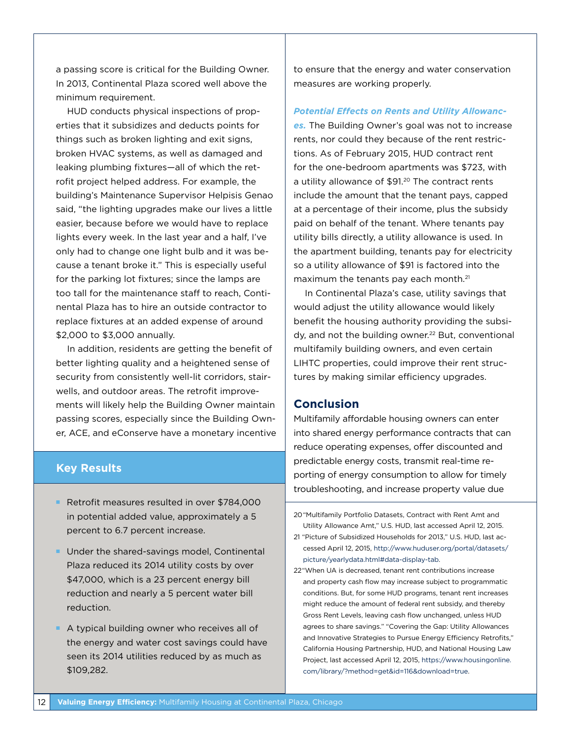a passing score is critical for the Building Owner. In 2013, Continental Plaza scored well above the minimum requirement.

HUD conducts physical inspections of properties that it subsidizes and deducts points for things such as broken lighting and exit signs, broken HVAC systems, as well as damaged and leaking plumbing fixtures—all of which the retrofit project helped address. For example, the building's Maintenance Supervisor Helpisis Genao said, "the lighting upgrades make our lives a little easier, because before we would have to replace lights every week. In the last year and a half, I've only had to change one light bulb and it was because a tenant broke it." This is especially useful for the parking lot fixtures; since the lamps are too tall for the maintenance staff to reach, Continental Plaza has to hire an outside contractor to replace fixtures at an added expense of around $2,000 to $3,000 annually.

In addition, residents are getting the benefit of better lighting quality and a heightened sense of security from consistently well-lit corridors, stairwells, and outdoor areas. The retrofit improvements will likely help the Building Owner maintain passing scores, especially since the Building Owner, ACE, and eConserve have a monetary incentive to ensure that the energy and water conservation measures are working properly.

***Potential Effects on Rents and Utility Allowances.*** The Building Owner's goal was not to increase rents, nor could they because of the rent restrictions. As of February 2015, HUD contract rent for the one-bedroom apartments was $723, with a utility allowance of $91.[20] The contract rents include the amount that the tenant pays, capped at a percentage of their income, plus the subsidy paid on behalf of the tenant. Where tenants pay utility bills directly, a utility allowance is used. In the apartment building, tenants pay for electricity so a utility allowance of $91 is factored into the maximum the tenants pay each month.[21]

In Continental Plaza's case, utility savings that would adjust the utility allowance would likely benefit the housing authority providing the subsidy, and not the building owner.[22] But, conventional multifamily building owners, and even certain LIHTC properties, could improve their rent structures by making similar efficiency upgrades.

## Conclusion

Multifamily affordable housing owners can enter into shared energy performance contracts that can reduce operating expenses, offer discounted and predictable energy costs, transmit real-time reporting of energy consumption to allow for timely troubleshooting, and increase property value due

### Key Results

- Retrofit measures resulted in over $784,000 in potential added value, approximately a 5 percent to 6.7 percent increase.
- Under the shared-savings model, Continental Plaza reduced its 2014 utility costs by over $47,000, which is a 23 percent energy bill reduction and nearly a 5 percent water bill reduction.
- A typical building owner who receives all of the energy and water cost savings could have seen its 2014 utilities reduced by as much as $109,282.

---

20 "Multifamily Portfolio Datasets, Contract with Rent Amt and Utility Allowance Amt," U.S. HUD, last accessed April 12, 2015.

21 "Picture of Subsidized Households for 2013," U.S. HUD, last accessed April 12, 2015, http://www.huduser.org/portal/datasets/picture/yearlydata.html#data-display-tab.

22 "When UA is decreased, tenant rent contributions increase and property cash flow may increase subject to programmatic conditions. But, for some HUD programs, tenant rent increases might reduce the amount of federal rent subsidy, and thereby Gross Rent Levels, leaving cash flow unchanged, unless HUD agrees to share savings." "Covering the Gap: Utility Allowances and Innovative Strategies to Pursue Energy Efficiency Retrofits," California Housing Partnership, HUD, and National Housing Law Project, last accessed April 12, 2015, https://www.housingonline.com/library/?method=get&id=116&download=true.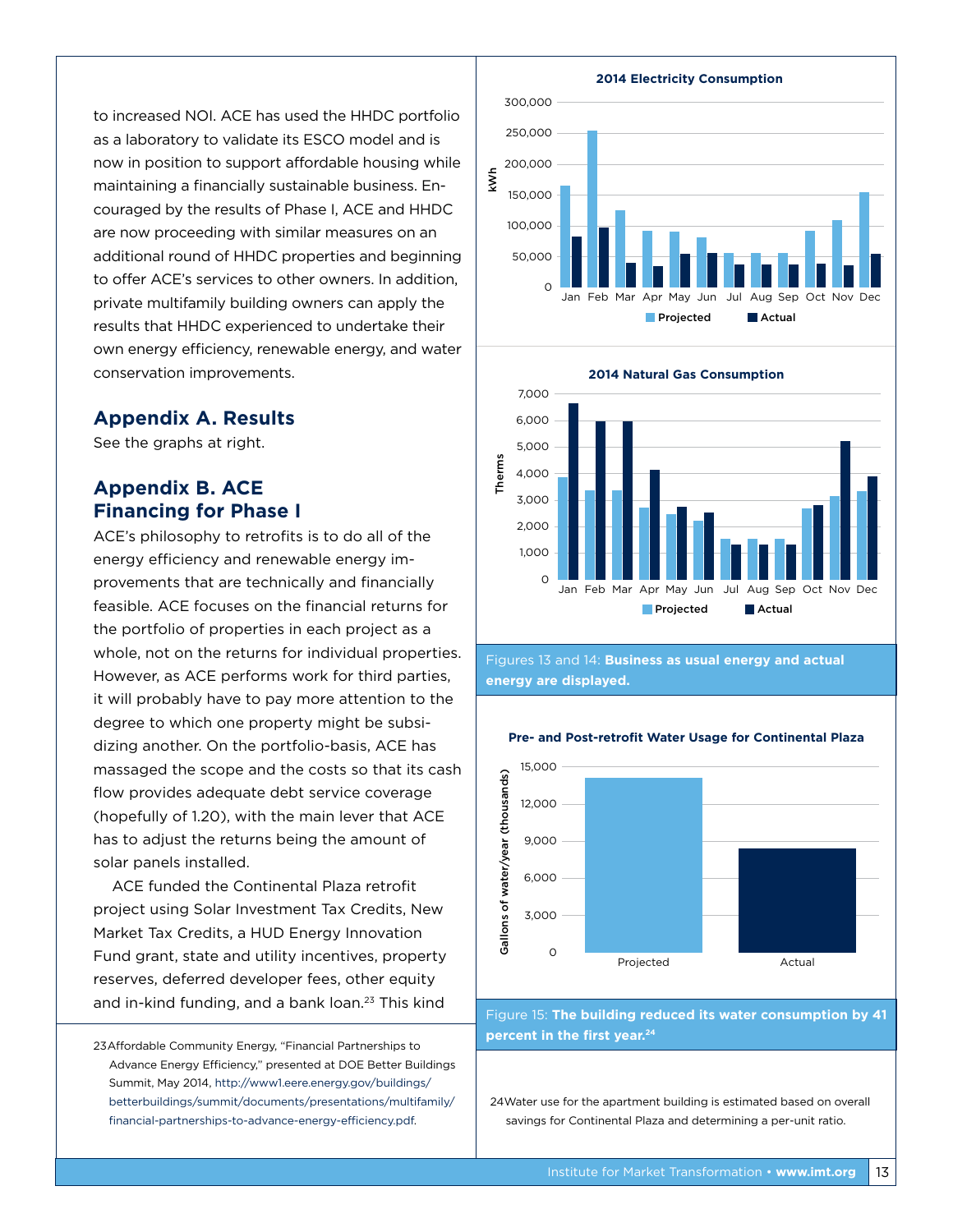to increased NOI. ACE has used the HHDC portfolio as a laboratory to validate its ESCO model and is now in position to support affordable housing while maintaining a financially sustainable business. Encouraged by the results of Phase I, ACE and HHDC are now proceeding with similar measures on an additional round of HHDC properties and beginning to offer ACE's services to other owners. In addition, private multifamily building owners can apply the results that HHDC experienced to undertake their own energy efficiency, renewable energy, and water conservation improvements.

## Appendix A. Results

See the graphs at right.

## Appendix B. ACE Financing for Phase I

ACE's philosophy to retrofits is to do all of the energy efficiency and renewable energy improvements that are technically and financially feasible. ACE focuses on the financial returns for the portfolio of properties in each project as a whole, not on the returns for individual properties. However, as ACE performs work for third parties, it will probably have to pay more attention to the degree to which one property might be subsidizing another. On the portfolio-basis, ACE has massaged the scope and the costs so that its cash flow provides adequate debt service coverage (hopefully of 1.20), with the main lever that ACE has to adjust the returns being the amount of solar panels installed.

ACE funded the Continental Plaza retrofit project using Solar Investment Tax Credits, New Market Tax Credits, a HUD Energy Innovation Fund grant, state and utility incentives, property reserves, deferred developer fees, other equity and in-kind funding, and a bank loan.[23] This kind

**2014 Electricity Consumption**

**2014 Natural Gas Consumption**

Figures 13 and 14: **Business as usual energy and actual energy are displayed.**

**Pre- and Post-retrofit Water Usage for Continental Plaza**

Figure 15: **The building reduced its water consumption by 41 percent in the first year.**[24]

23 Affordable Community Energy, "Financial Partnerships to Advance Energy Efficiency," presented at DOE Better Buildings Summit, May 2014, http://www1.eere.energy.gov/buildings/betterbuildings/summit/documents/presentations/multifamily/financial-partnerships-to-advance-energy-efficiency.pdf.

24 Water use for the apartment building is estimated based on overall savings for Continental Plaza and determining a per-unit ratio.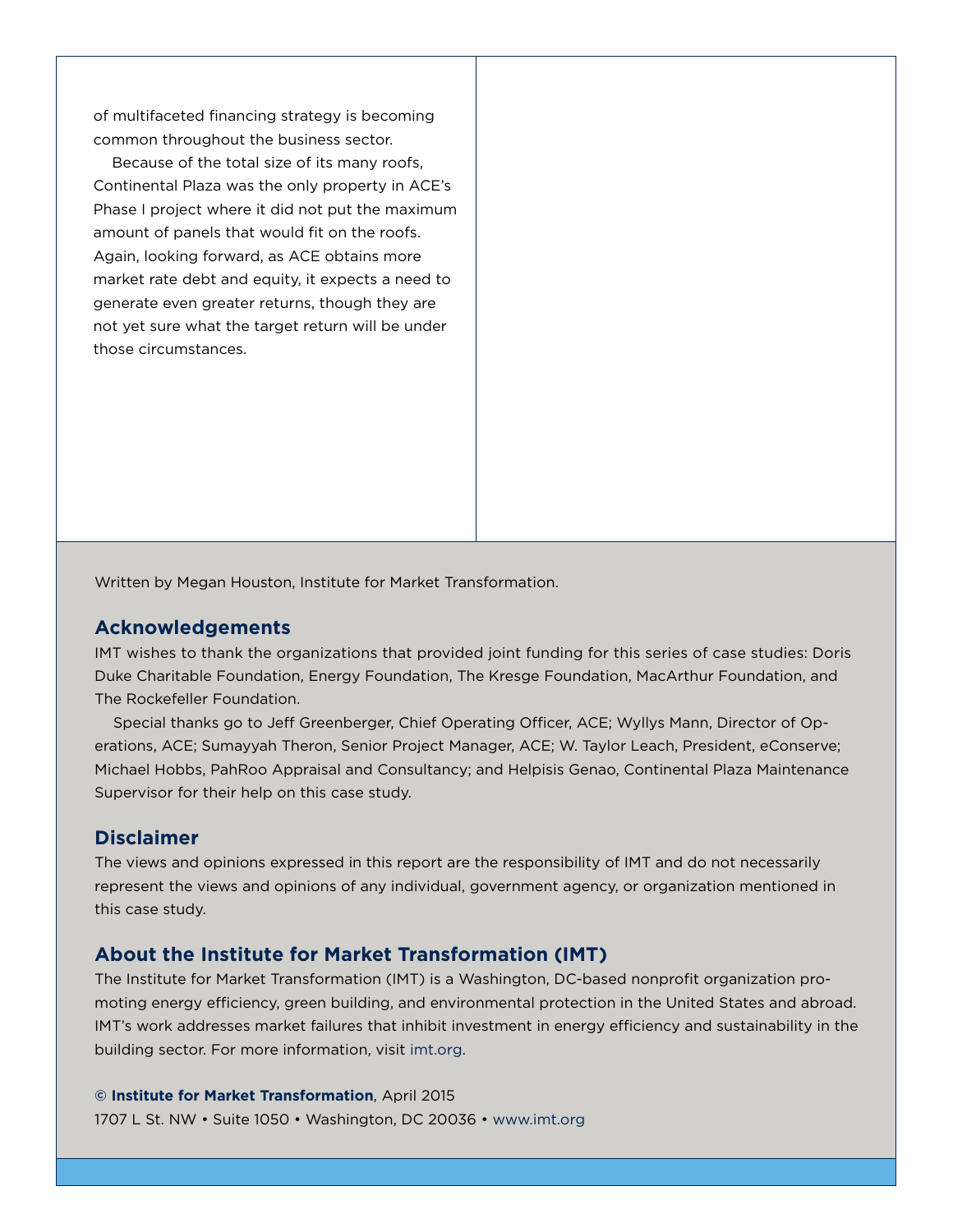of multifaceted financing strategy is becoming common throughout the business sector.

Because of the total size of its many roofs, Continental Plaza was the only property in ACE's Phase I project where it did not put the maximum amount of panels that would fit on the roofs. Again, looking forward, as ACE obtains more market rate debt and equity, it expects a need to generate even greater returns, though they are not yet sure what the target return will be under those circumstances.

Written by Megan Houston, Institute for Market Transformation.

## Acknowledgements

IMT wishes to thank the organizations that provided joint funding for this series of case studies: Doris Duke Charitable Foundation, Energy Foundation, The Kresge Foundation, MacArthur Foundation, and The Rockefeller Foundation.

Special thanks go to Jeff Greenberger, Chief Operating Officer, ACE; Wyllys Mann, Director of Operations, ACE; Sumayyah Theron, Senior Project Manager, ACE; W. Taylor Leach, President, eConserve; Michael Hobbs, PahRoo Appraisal and Consultancy; and Helpisis Genao, Continental Plaza Maintenance Supervisor for their help on this case study.

## Disclaimer

The views and opinions expressed in this report are the responsibility of IMT and do not necessarily represent the views and opinions of any individual, government agency, or organization mentioned in this case study.

## About the Institute for Market Transformation (IMT)

The Institute for Market Transformation (IMT) is a Washington, DC-based nonprofit organization promoting energy efficiency, green building, and environmental protection in the United States and abroad. IMT's work addresses market failures that inhibit investment in energy efficiency and sustainability in the building sector. For more information, visit imt.org.

**© Institute for Market Transformation**, April 2015
1707 L St. NW • Suite 1050 • Washington, DC 20036 • www.imt.org